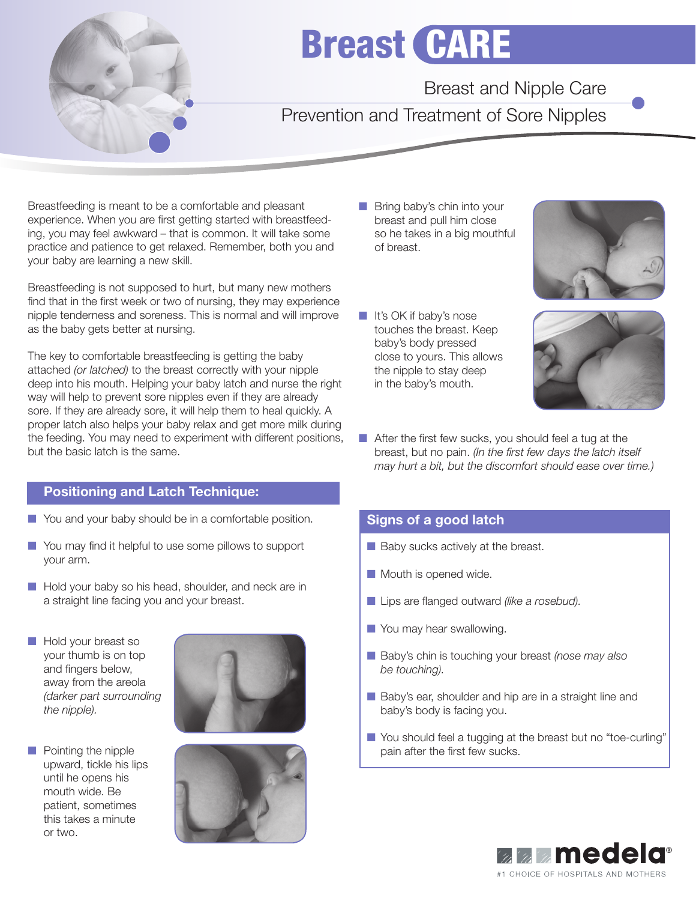# Breast CARE

## Breast and Nipple Care

## Prevention and Treatment of Sore Nipples

Breastfeeding is meant to be a comfortable and pleasant experience. When you are first getting started with breastfeeding, you may feel awkward – that is common. It will take some practice and patience to get relaxed. Remember, both you and your baby are learning a new skill.

Breastfeeding is not supposed to hurt, but many new mothers find that in the first week or two of nursing, they may experience nipple tenderness and soreness. This is normal and will improve as the baby gets better at nursing.

The key to comfortable breastfeeding is getting the baby attached *(or latched)* to the breast correctly with your nipple deep into his mouth. Helping your baby latch and nurse the right way will help to prevent sore nipples even if they are already sore. If they are already sore, it will help them to heal quickly. A proper latch also helps your baby relax and get more milk during the feeding. You may need to experiment with different positions, but the basic latch is the same.

### Positioning and Latch Technique:

- You and your baby should be in a comfortable position.
- You may find it helpful to use some pillows to support your arm.
- Hold your baby so his head, shoulder, and neck are in a straight line facing you and your breast.
- Hold your breast so your thumb is on top and fingers below, away from the areola *(darker part surrounding the nipple).*
- Pointing the nipple upward, tickle his lips until he opens his mouth wide. Be patient, sometimes this takes a minute or two.
- Bring baby's chin into your breast and pull him close so he takes in a big mouthful of breast.
- It's OK if baby's nose touches the breast. Keep baby's body pressed close to yours. This allows the nipple to stay deep in the baby's mouth.
- After the first few sucks, you should feel a tug at the breast, but no pain. *(In the first few days the latch itself may hurt a bit, but the discomfort should ease over time.)*

### Signs of a good latch

- Baby sucks actively at the breast.
- Mouth is opened wide.
- Lips are flanged outward *(like a rosebud).*
- You may hear swallowing.
- Baby's chin is touching your breast *(nose may also be touching).*
- Baby's ear, shoulder and hip are in a straight line and baby's body is facing you.
- You should feel a tugging at the breast but no "toe-curling" pain after the first few sucks.

medela®

#1 CHOICE OF HOSPITALS AND MOTHERS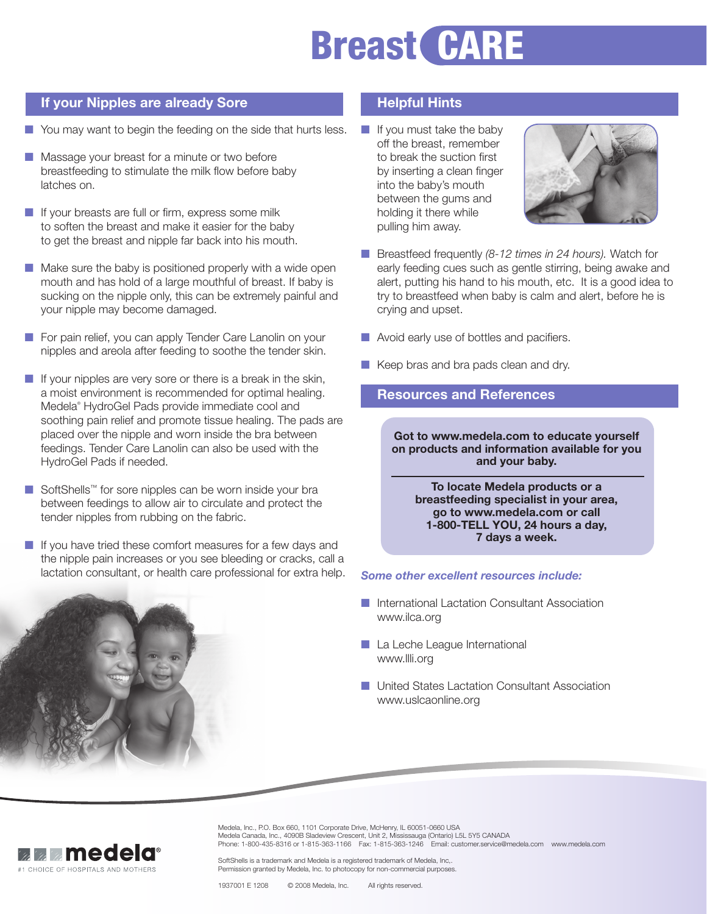# Breast CARE

## If your Nipples are already Sore

- You may want to begin the feeding on the side that hurts less.
- Massage your breast for a minute or two before breastfeeding to stimulate the milk flow before baby latches on.
- If your breasts are full or firm, express some milk to soften the breast and make it easier for the baby to get the breast and nipple far back into his mouth.
- Make sure the baby is positioned properly with a wide open mouth and has hold of a large mouthful of breast. If baby is sucking on the nipple only, this can be extremely painful and your nipple may become damaged.
- For pain relief, you can apply Tender Care Lanolin on your nipples and areola after feeding to soothe the tender skin.
- If your nipples are very sore or there is a break in the skin, a moist environment is recommended for optimal healing. Medela® HydroGel Pads provide immediate cool and soothing pain relief and promote tissue healing. The pads are placed over the nipple and worn inside the bra between feedings. Tender Care Lanolin can also be used with the HydroGel Pads if needed.
- SoftShells™ for sore nipples can be worn inside your bra between feedings to allow air to circulate and protect the tender nipples from rubbing on the fabric.
- If you have tried these comfort measures for a few days and the nipple pain increases or you see bleeding or cracks, call a lactation consultant, or health care professional for extra help.

## Helpful Hints

- If you must take the baby off the breast, remember to break the suction first by inserting a clean finger into the baby's mouth between the gums and holding it there while pulling him away.
- Breastfeed frequently *(8-12 times in 24 hours)*. Watch for early feeding cues such as gentle stirring, being awake and alert, putting his hand to his mouth, etc. It is a good idea to try to breastfeed when baby is calm and alert, before he is crying and upset.
- Avoid early use of bottles and pacifiers.
- Keep bras and bra pads clean and dry.

## Resources and References

**Got to www.medela.com to educate yourself on products and information available for you and your baby.**

**To locate Medela products or a breastfeeding specialist in your area, go to www.medela.com or call 1-800-TELL YOU, 24 hours a day, 7 days a week.**

***Some other excellent resources include:***

- International Lactation Consultant Association
  www.ilca.org
- La Leche League International
  www.llli.org
- United States Lactation Consultant Association
  www.uslcaonline.org

medela®
#1 CHOICE OF HOSPITALS AND MOTHERS

Medela, Inc., P.O. Box 660, 1101 Corporate Drive, McHenry, IL 60051-0660 USA
Medela Canada, Inc., 4090B Sladeview Crescent, Unit 2, Mississauga (Ontario) L5L 5Y5 CANADA
Phone: 1-800-435-8316 or 1-815-363-1166 Fax: 1-815-363-1246 Email: customer.service@medela.com www.medela.com

SoftShells is a trademark and Medela is a registered trademark of Medela, Inc,.
Permission granted by Medela, Inc. to photocopy for non-commercial purposes.

1937001 E 1208 © 2008 Medela, Inc. All rights reserved.